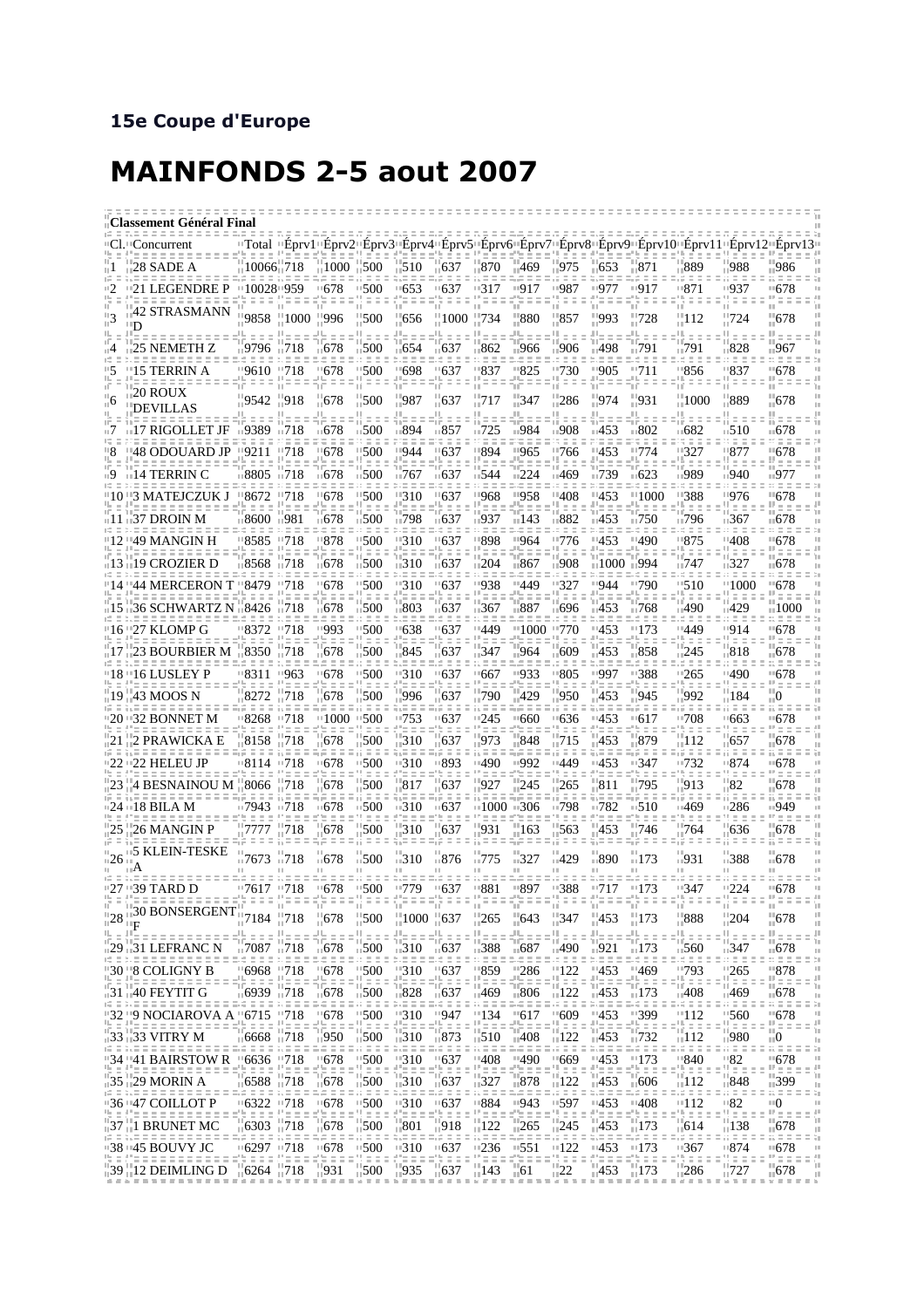## 15e Coupe d'Europe

# MAINFONDS 2-5 aout 2007

| Classement Général Final | | | | | | | | | | | | | | | |
|---|---|---|---|---|---|---|---|---|---|---|---|---|---|---|---|
| Cl. | Concurrent | Total | Éprv1 | Éprv2 | Éprv3 | Éprv4 | Éprv5 | Éprv6 | Éprv7 | Éprv8 | Éprv9 | Éprv10 | Éprv11 | Éprv12 | Éprv13 |
| 1 | 28 SADE A | 10066 | 718 | 1000 | 500 | 510 | 637 | 870 | 469 | 975 | 653 | 871 | 889 | 988 | 986 |
| 2 | 21 LEGENDRE P | 10028 | 959 | 678 | 500 | 653 | 637 | 317 | 917 | 987 | 977 | 917 | 871 | 937 | 678 |
| 3 | 42 STRASMANN D | 9858 | 1000 | 996 | 500 | 656 | 1000 | 734 | 880 | 857 | 993 | 728 | 112 | 724 | 678 |
| 4 | 25 NEMETH Z | 9796 | 718 | 678 | 500 | 654 | 637 | 862 | 966 | 906 | 498 | 791 | 791 | 828 | 967 |
| 5 | 15 TERRIN A | 9610 | 718 | 678 | 500 | 698 | 637 | 837 | 825 | 730 | 905 | 711 | 856 | 837 | 678 |
| 6 | 20 ROUX DEVILLAS | 9542 | 918 | 678 | 500 | 987 | 637 | 717 | 347 | 286 | 974 | 931 | 1000 | 889 | 678 |
| 7 | 17 RIGOLLET JF | 9389 | 718 | 678 | 500 | 894 | 857 | 725 | 984 | 908 | 453 | 802 | 682 | 510 | 678 |
| 8 | 48 ODOUARD JP | 9211 | 718 | 678 | 500 | 944 | 637 | 894 | 965 | 766 | 453 | 774 | 327 | 877 | 678 |
| 9 | 14 TERRIN C | 8805 | 718 | 678 | 500 | 767 | 637 | 544 | 224 | 469 | 739 | 623 | 989 | 940 | 977 |
| 10 | 3 MATEJCZUK J | 8672 | 718 | 678 | 500 | 310 | 637 | 968 | 958 | 408 | 453 | 1000 | 388 | 976 | 678 |
| 11 | 37 DROIN M | 8600 | 981 | 678 | 500 | 798 | 637 | 937 | 143 | 882 | 453 | 750 | 796 | 367 | 678 |
| 12 | 49 MANGIN H | 8585 | 718 | 878 | 500 | 310 | 637 | 898 | 964 | 776 | 453 | 490 | 875 | 408 | 678 |
| 13 | 19 CROZIER D | 8568 | 718 | 678 | 500 | 310 | 637 | 204 | 867 | 908 | 1000 | 994 | 747 | 327 | 678 |
| 14 | 44 MERCERON T | 8479 | 718 | 678 | 500 | 310 | 637 | 938 | 449 | 327 | 944 | 790 | 510 | 1000 | 678 |
| 15 | 36 SCHWARTZ N | 8426 | 718 | 678 | 500 | 803 | 637 | 367 | 887 | 696 | 453 | 768 | 490 | 429 | 1000 |
| 16 | 27 KLOMP G | 8372 | 718 | 993 | 500 | 638 | 637 | 449 | 1000 | 770 | 453 | 173 | 449 | 914 | 678 |
| 17 | 23 BOURBIER M | 8350 | 718 | 678 | 500 | 845 | 637 | 347 | 964 | 609 | 453 | 858 | 245 | 818 | 678 |
| 18 | 16 LUSLEY P | 8311 | 963 | 678 | 500 | 310 | 637 | 667 | 933 | 805 | 997 | 388 | 265 | 490 | 678 |
| 19 | 43 MOOS N | 8272 | 718 | 678 | 500 | 996 | 637 | 790 | 429 | 950 | 453 | 945 | 992 | 184 | 0 |
| 20 | 32 BONNET M | 8268 | 718 | 1000 | 500 | 753 | 637 | 245 | 660 | 636 | 453 | 617 | 708 | 663 | 678 |
| 21 | 2 PRAWICKA E | 8158 | 718 | 678 | 500 | 310 | 637 | 973 | 848 | 715 | 453 | 879 | 112 | 657 | 678 |
| 22 | 22 HELEU JP | 8114 | 718 | 678 | 500 | 310 | 893 | 490 | 992 | 449 | 453 | 347 | 732 | 874 | 678 |
| 23 | 4 BESNAINOU M | 8066 | 718 | 678 | 500 | 817 | 637 | 927 | 245 | 265 | 811 | 795 | 913 | 82 | 678 |
| 24 | 18 BILA M | 7943 | 718 | 678 | 500 | 310 | 637 | 1000 | 306 | 798 | 782 | 510 | 469 | 286 | 949 |
| 25 | 26 MANGIN P | 7777 | 718 | 678 | 500 | 310 | 637 | 931 | 163 | 563 | 453 | 746 | 764 | 636 | 678 |
| 26 | 5 KLEIN-TESKE A | 7673 | 718 | 678 | 500 | 310 | 876 | 775 | 327 | 429 | 890 | 173 | 931 | 388 | 678 |
| 27 | 39 TARD D | 7617 | 718 | 678 | 500 | 779 | 637 | 881 | 897 | 388 | 717 | 173 | 347 | 224 | 678 |
| 28 | 30 BONSERGENT F | 7184 | 718 | 678 | 500 | 1000 | 637 | 265 | 643 | 347 | 453 | 173 | 888 | 204 | 678 |
| 29 | 31 LEFRANC N | 7087 | 718 | 678 | 500 | 310 | 637 | 388 | 687 | 490 | 921 | 173 | 560 | 347 | 678 |
| 30 | 8 COLIGNY B | 6968 | 718 | 678 | 500 | 310 | 637 | 859 | 286 | 122 | 453 | 469 | 793 | 265 | 878 |
| 31 | 40 FEYTIT G | 6939 | 718 | 678 | 500 | 828 | 637 | 469 | 806 | 122 | 453 | 173 | 408 | 469 | 678 |
| 32 | 9 NOCIAROVA A | 6715 | 718 | 678 | 500 | 310 | 947 | 134 | 617 | 609 | 453 | 399 | 112 | 560 | 678 |
| 33 | 33 VITRY M | 6668 | 718 | 950 | 500 | 310 | 873 | 510 | 408 | 122 | 453 | 732 | 112 | 980 | 0 |
| 34 | 41 BAIRSTOW R | 6636 | 718 | 678 | 500 | 310 | 637 | 408 | 490 | 669 | 453 | 173 | 840 | 82 | 678 |
| 35 | 29 MORIN A | 6588 | 718 | 678 | 500 | 310 | 637 | 327 | 878 | 122 | 453 | 606 | 112 | 848 | 399 |
| 36 | 47 COILLOT P | 6322 | 718 | 678 | 500 | 310 | 637 | 884 | 943 | 597 | 453 | 408 | 112 | 82 | 0 |
| 37 | 1 BRUNET MC | 6303 | 718 | 678 | 500 | 801 | 918 | 122 | 265 | 245 | 453 | 173 | 614 | 138 | 678 |
| 38 | 45 BOUVY JC | 6297 | 718 | 678 | 500 | 310 | 637 | 236 | 551 | 122 | 453 | 173 | 367 | 874 | 678 |
| 39 | 12 DEIMLING D | 6264 | 718 | 931 | 500 | 935 | 637 | 143 | 61 | 22 | 453 | 173 | 286 | 727 | 678 |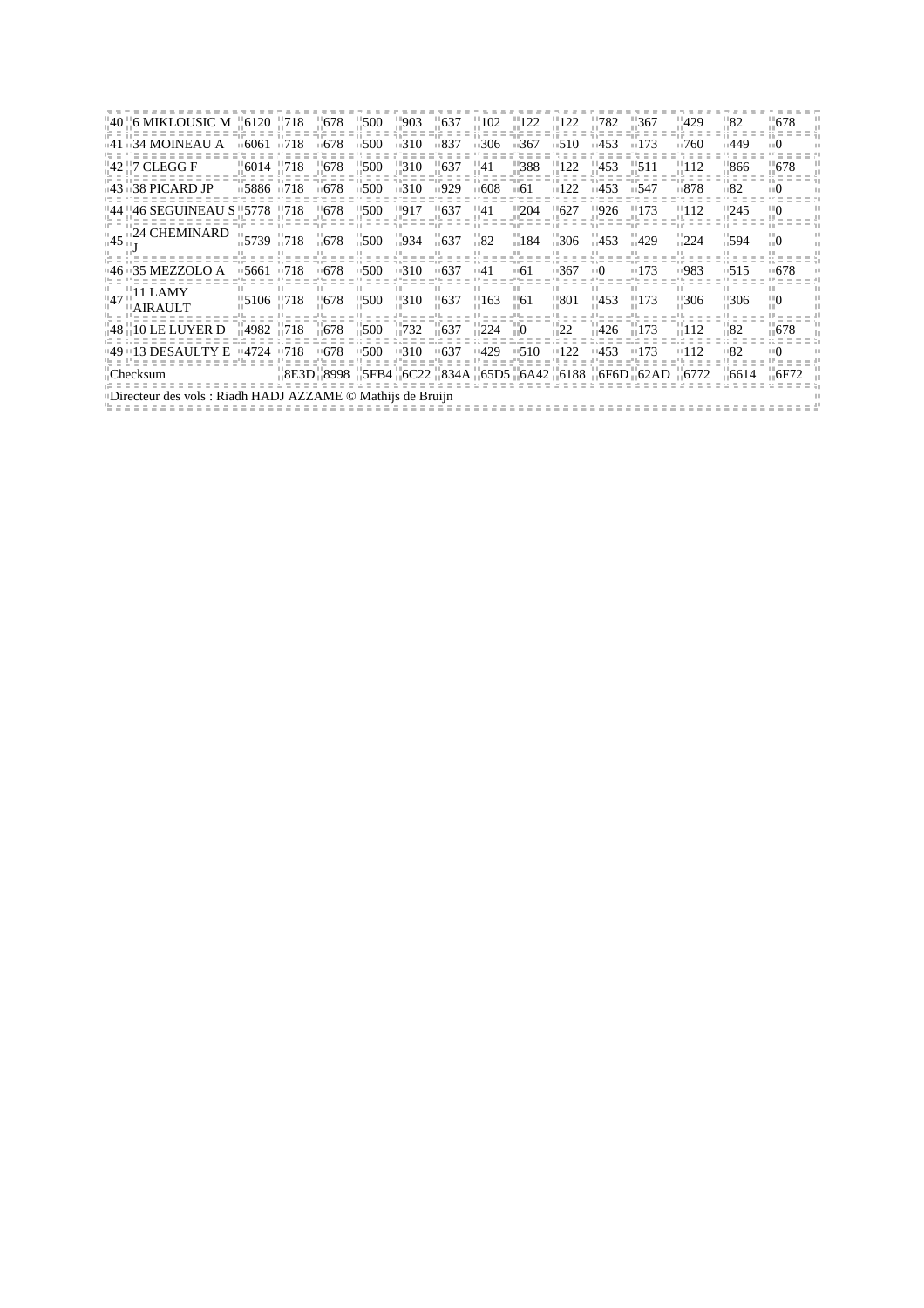| | | | | | | | | | | | | | | | |
|---|---|---|---|---|---|---|---|---|---|---|---|---|---|---|---|
| 40 | 6 MIKLOUSIC M | 6120 | 718 | 678 | 500 | 903 | 637 | 102 | 122 | 122 | 782 | 367 | 429 | 82 | 678 |
| 41 | 34 MOINEAU A | 6061 | 718 | 678 | 500 | 310 | 837 | 306 | 367 | 510 | 453 | 173 | 760 | 449 | 0 |
| 42 | 7 CLEGG F | 6014 | 718 | 678 | 500 | 310 | 637 | 41 | 388 | 122 | 453 | 511 | 112 | 866 | 678 |
| 43 | 38 PICARD JP | 5886 | 718 | 678 | 500 | 310 | 929 | 608 | 61 | 122 | 453 | 547 | 878 | 82 | 0 |
| 44 | 46 SEGUINEAU S | 5778 | 718 | 678 | 500 | 917 | 637 | 41 | 204 | 627 | 926 | 173 | 112 | 245 | 0 |
| 45 | 24 CHEMINARD J | 5739 | 718 | 678 | 500 | 934 | 637 | 82 | 184 | 306 | 453 | 429 | 224 | 594 | 0 |
| 46 | 35 MEZZOLO A | 5661 | 718 | 678 | 500 | 310 | 637 | 41 | 61 | 367 | 0 | 173 | 983 | 515 | 678 |
| 47 | 11 LAMY AIRAULT | 5106 | 718 | 678 | 500 | 310 | 637 | 163 | 61 | 801 | 453 | 173 | 306 | 306 | 0 |
| 48 | 10 LE LUYER D | 4982 | 718 | 678 | 500 | 732 | 637 | 224 | 0 | 22 | 426 | 173 | 112 | 82 | 678 |
| 49 | 13 DESAULTY E | 4724 | 718 | 678 | 500 | 310 | 637 | 429 | 510 | 122 | 453 | 173 | 112 | 82 | 0 |
| Checksum | | | 8E3D | 8998 | 5FB4 | 6C22 | 834A | 65D5 | 6A42 | 6188 | 6F6D | 62AD | 6772 | 6614 | 6F72 |

Directeur des vols : Riadh HADJ AZZAME © Mathijs de Bruijn